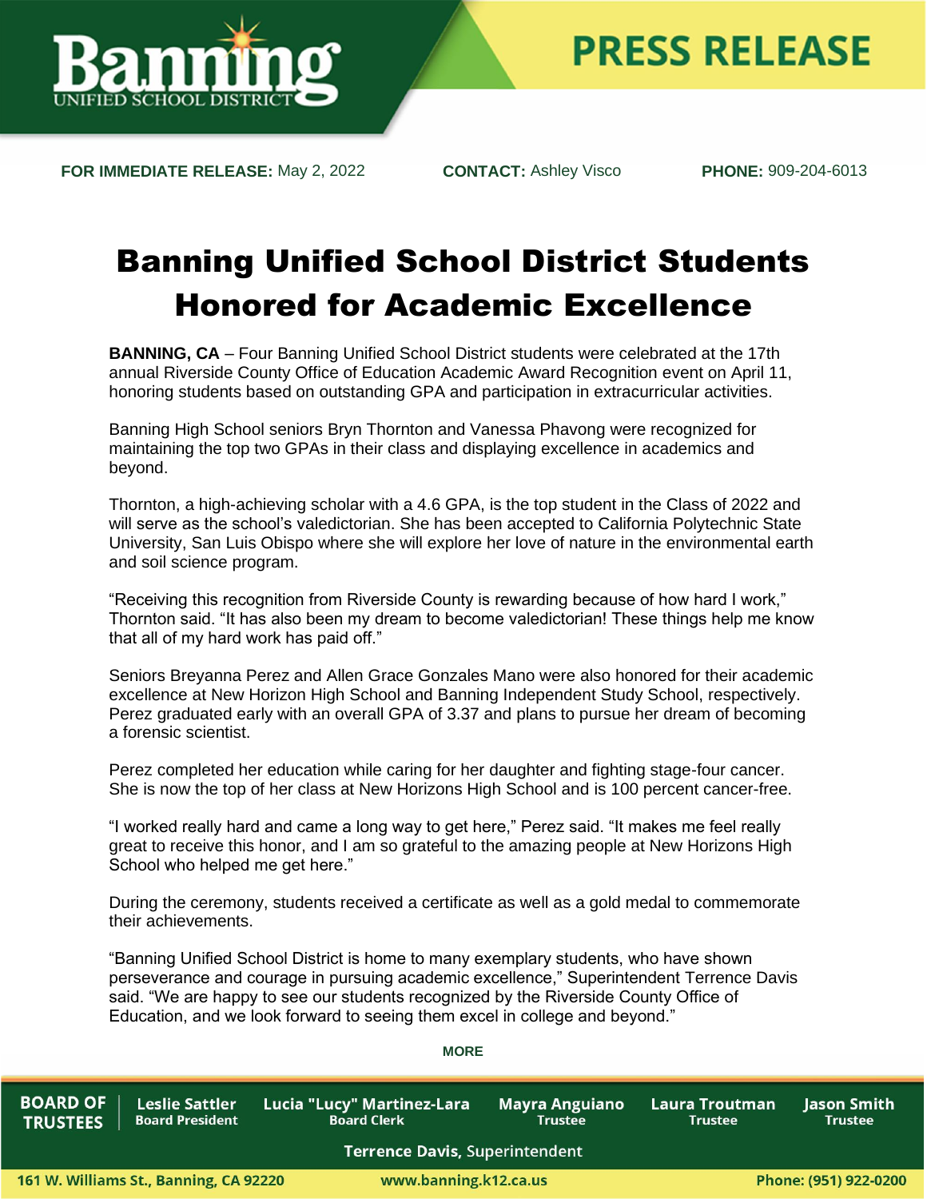**PRESS RELEASE**

**FOR IMMEDIATE RELEASE:** May 2, 2022 **CONTACT:** Ashley Visco **PHONE:** 909-204-6013

# Banning Unified School District Students Honored for Academic Excellence

**BANNING, CA** – Four Banning Unified School District students were celebrated at the 17th annual Riverside County Office of Education Academic Award Recognition event on April 11, honoring students based on outstanding GPA and participation in extracurricular activities.

Banning High School seniors Bryn Thornton and Vanessa Phavong were recognized for maintaining the top two GPAs in their class and displaying excellence in academics and beyond.

Thornton, a high-achieving scholar with a 4.6 GPA, is the top student in the Class of 2022 and will serve as the school's valedictorian. She has been accepted to California Polytechnic State University, San Luis Obispo where she will explore her love of nature in the environmental earth and soil science program.

"Receiving this recognition from Riverside County is rewarding because of how hard I work," Thornton said. "It has also been my dream to become valedictorian! These things help me know that all of my hard work has paid off."

Seniors Breyanna Perez and Allen Grace Gonzales Mano were also honored for their academic excellence at New Horizon High School and Banning Independent Study School, respectively. Perez graduated early with an overall GPA of 3.37 and plans to pursue her dream of becoming a forensic scientist.

Perez completed her education while caring for her daughter and fighting stage-four cancer. She is now the top of her class at New Horizons High School and is 100 percent cancer-free.

"I worked really hard and came a long way to get here," Perez said. "It makes me feel really great to receive this honor, and I am so grateful to the amazing people at New Horizons High School who helped me get here."

During the ceremony, students received a certificate as well as a gold medal to commemorate their achievements.

"Banning Unified School District is home to many exemplary students, who have shown perseverance and courage in pursuing academic excellence," Superintendent Terrence Davis said. "We are happy to see our students recognized by the Riverside County Office of Education, and we look forward to seeing them excel in college and beyond."

**MORE**

**BOARD OF TRUSTEES** | **Leslie Sattler**, Board President | **Lucia "Lucy" Martinez-Lara**, Board Clerk | **Mayra Anguiano**, Trustee | **Laura Troutman**, Trustee | **Jason Smith**, Trustee

**Terrence Davis**, Superintendent

161 W. Williams St., Banning, CA 92220 | www.banning.k12.ca.us | Phone: (951) 922-0200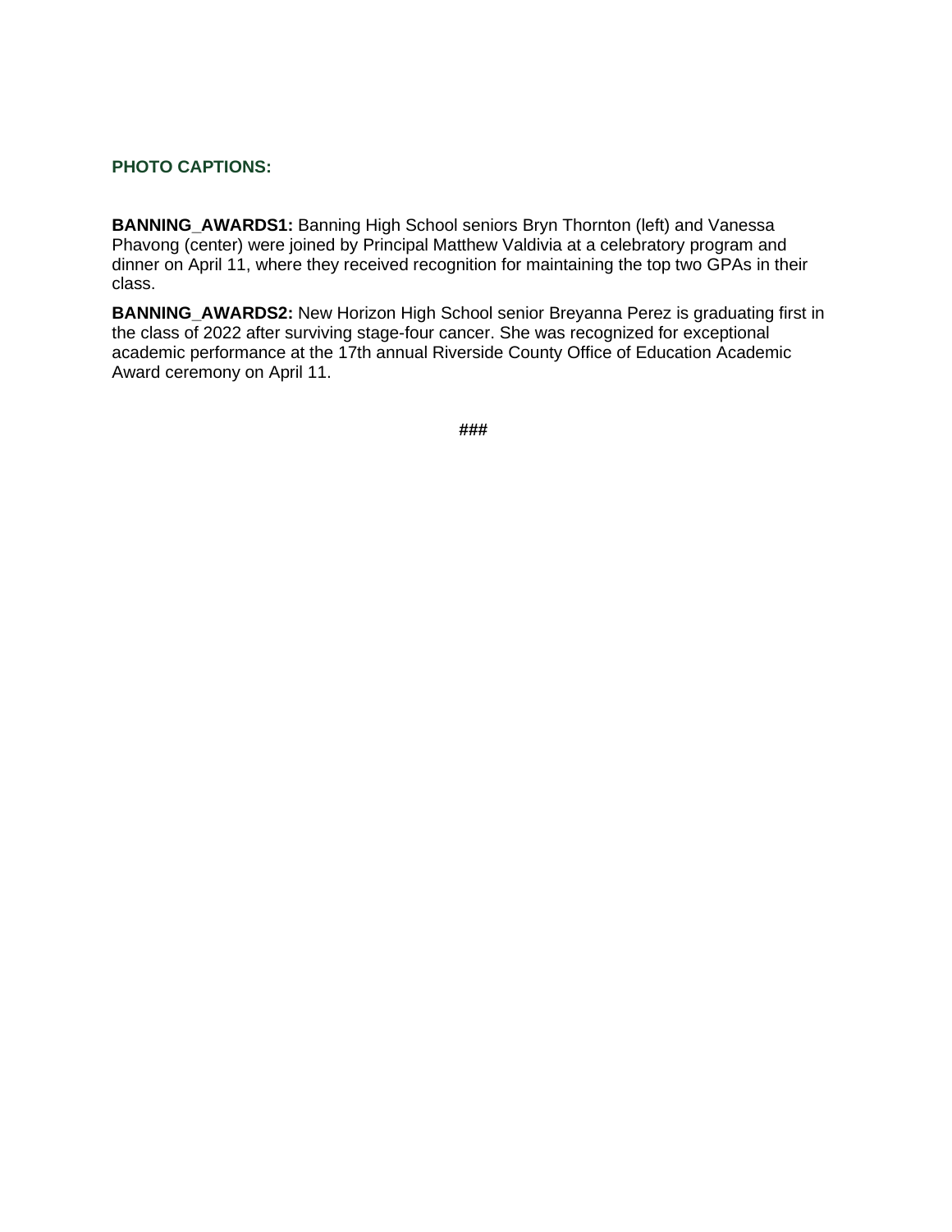**PHOTO CAPTIONS:**

**BANNING_AWARDS1:** Banning High School seniors Bryn Thornton (left) and Vanessa Phavong (center) were joined by Principal Matthew Valdivia at a celebratory program and dinner on April 11, where they received recognition for maintaining the top two GPAs in their class.

**BANNING_AWARDS2:** New Horizon High School senior Breyanna Perez is graduating first in the class of 2022 after surviving stage-four cancer. She was recognized for exceptional academic performance at the 17th annual Riverside County Office of Education Academic Award ceremony on April 11.

###